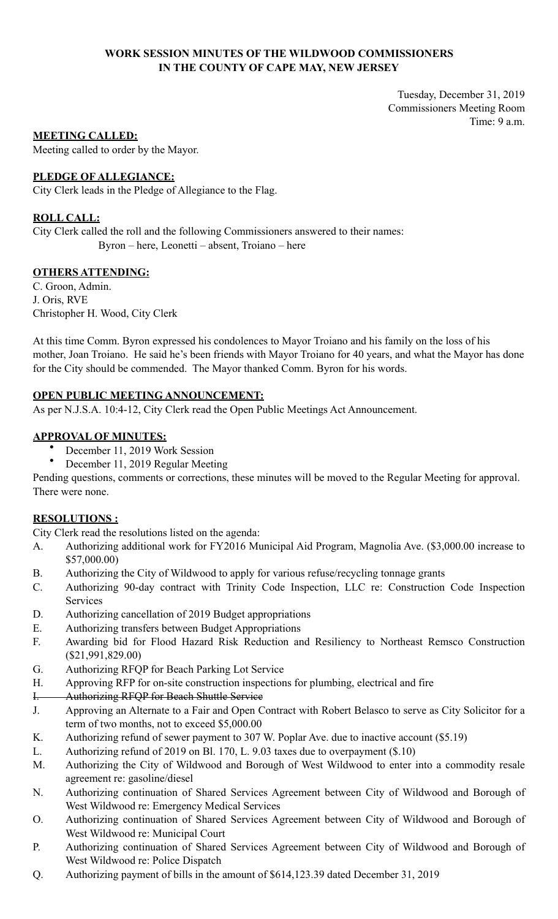**WORK SESSION MINUTES OF THE WILDWOOD COMMISSIONERS**
**IN THE COUNTY OF CAPE MAY, NEW JERSEY**

Tuesday, December 31, 2019
Commissioners Meeting Room
Time: 9 a.m.

**MEETING CALLED:**

Meeting called to order by the Mayor.

**PLEDGE OF ALLEGIANCE:**

City Clerk leads in the Pledge of Allegiance to the Flag.

**ROLL CALL:**

City Clerk called the roll and the following Commissioners answered to their names:
Byron – here, Leonetti – absent, Troiano – here

**OTHERS ATTENDING:**

C. Groon, Admin.
J. Oris, RVE
Christopher H. Wood, City Clerk

At this time Comm. Byron expressed his condolences to Mayor Troiano and his family on the loss of his mother, Joan Troiano. He said he's been friends with Mayor Troiano for 40 years, and what the Mayor has done for the City should be commended. The Mayor thanked Comm. Byron for his words.

**OPEN PUBLIC MEETING ANNOUNCEMENT:**

As per N.J.S.A. 10:4-12, City Clerk read the Open Public Meetings Act Announcement.

**APPROVAL OF MINUTES:**

- December 11, 2019 Work Session
- December 11, 2019 Regular Meeting

Pending questions, comments or corrections, these minutes will be moved to the Regular Meeting for approval. There were none.

**RESOLUTIONS :**

City Clerk read the resolutions listed on the agenda:

A. Authorizing additional work for FY2016 Municipal Aid Program, Magnolia Ave. ($3,000.00 increase to $57,000.00)
B. Authorizing the City of Wildwood to apply for various refuse/recycling tonnage grants
C. Authorizing 90-day contract with Trinity Code Inspection, LLC re: Construction Code Inspection Services
D. Authorizing cancellation of 2019 Budget appropriations
E. Authorizing transfers between Budget Appropriations
F. Awarding bid for Flood Hazard Risk Reduction and Resiliency to Northeast Remsco Construction ($21,991,829.00)
G. Authorizing RFQP for Beach Parking Lot Service
H. Approving RFP for on-site construction inspections for plumbing, electrical and fire
~~I. Authorizing RFQP for Beach Shuttle Service~~
J. Approving an Alternate to a Fair and Open Contract with Robert Belasco to serve as City Solicitor for a term of two months, not to exceed $5,000.00
K. Authorizing refund of sewer payment to 307 W. Poplar Ave. due to inactive account ($5.19)
L. Authorizing refund of 2019 on Bl. 170, L. 9.03 taxes due to overpayment ($.10)
M. Authorizing the City of Wildwood and Borough of West Wildwood to enter into a commodity resale agreement re: gasoline/diesel
N. Authorizing continuation of Shared Services Agreement between City of Wildwood and Borough of West Wildwood re: Emergency Medical Services
O. Authorizing continuation of Shared Services Agreement between City of Wildwood and Borough of West Wildwood re: Municipal Court
P. Authorizing continuation of Shared Services Agreement between City of Wildwood and Borough of West Wildwood re: Police Dispatch
Q. Authorizing payment of bills in the amount of $614,123.39 dated December 31, 2019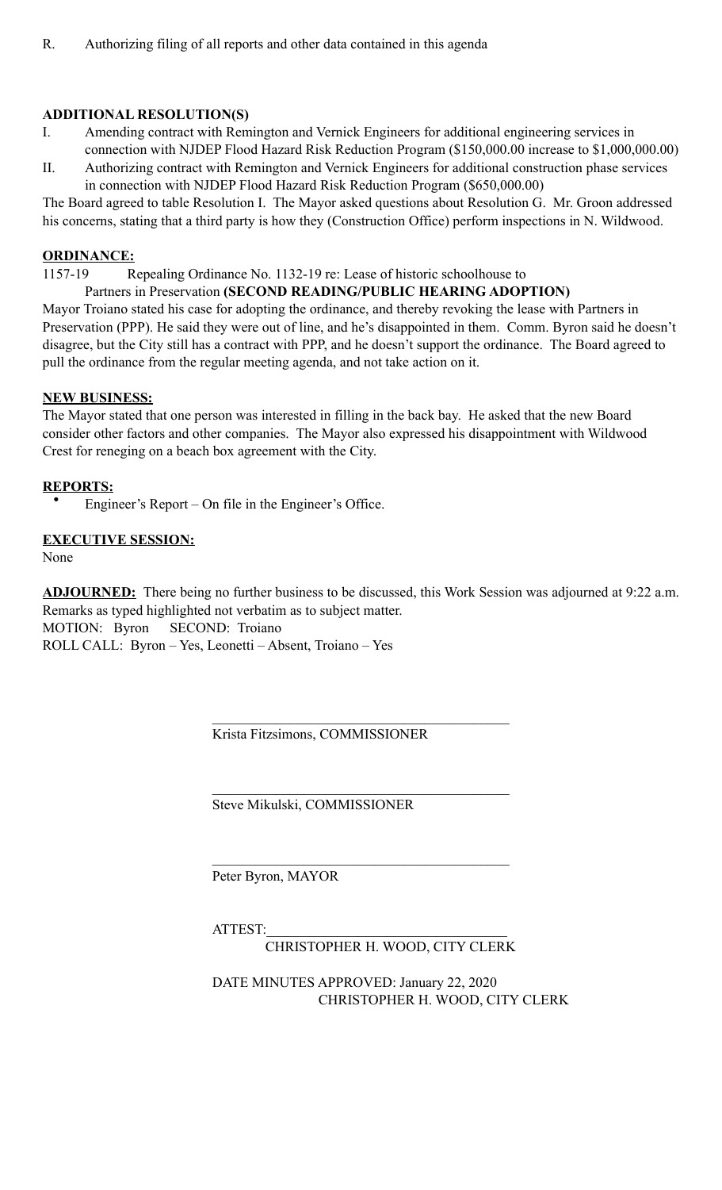R. Authorizing filing of all reports and other data contained in this agenda

**ADDITIONAL RESOLUTION(S)**

I. Amending contract with Remington and Vernick Engineers for additional engineering services in connection with NJDEP Flood Hazard Risk Reduction Program ($150,000.00 increase to $1,000,000.00)

II. Authorizing contract with Remington and Vernick Engineers for additional construction phase services in connection with NJDEP Flood Hazard Risk Reduction Program ($650,000.00)

The Board agreed to table Resolution I. The Mayor asked questions about Resolution G. Mr. Groon addressed his concerns, stating that a third party is how they (Construction Office) perform inspections in N. Wildwood.

**ORDINANCE:**

1157-19 Repealing Ordinance No. 1132-19 re: Lease of historic schoolhouse to Partners in Preservation **(SECOND READING/PUBLIC HEARING ADOPTION)**

Mayor Troiano stated his case for adopting the ordinance, and thereby revoking the lease with Partners in Preservation (PPP). He said they were out of line, and he's disappointed in them. Comm. Byron said he doesn't disagree, but the City still has a contract with PPP, and he doesn't support the ordinance. The Board agreed to pull the ordinance from the regular meeting agenda, and not take action on it.

**NEW BUSINESS:**

The Mayor stated that one person was interested in filling in the back bay. He asked that the new Board consider other factors and other companies. The Mayor also expressed his disappointment with Wildwood Crest for reneging on a beach box agreement with the City.

**REPORTS:**

- Engineer's Report – On file in the Engineer's Office.

**EXECUTIVE SESSION:**

None

**ADJOURNED:** There being no further business to be discussed, this Work Session was adjourned at 9:22 a.m. Remarks as typed highlighted not verbatim as to subject matter.

MOTION: Byron SECOND: Troiano

ROLL CALL: Byron – Yes, Leonetti – Absent, Troiano – Yes

\_\_\_\_\_\_\_\_\_\_\_\_\_\_\_\_\_\_\_\_\_\_\_\_\_\_\_\_\_\_\_\_\_\_\_\_\_\_\_\_\_\_\_\_

Krista Fitzsimons, COMMISSIONER

\_\_\_\_\_\_\_\_\_\_\_\_\_\_\_\_\_\_\_\_\_\_\_\_\_\_\_\_\_\_\_\_\_\_\_\_\_\_\_\_\_\_\_\_

Steve Mikulski, COMMISSIONER

\_\_\_\_\_\_\_\_\_\_\_\_\_\_\_\_\_\_\_\_\_\_\_\_\_\_\_\_\_\_\_\_\_\_\_\_\_\_\_\_\_\_\_\_

Peter Byron, MAYOR

ATTEST:\_\_\_\_\_\_\_\_\_\_\_\_\_\_\_\_\_\_\_\_\_\_\_\_\_\_\_\_\_\_\_\_\_\_

CHRISTOPHER H. WOOD, CITY CLERK

DATE MINUTES APPROVED: January 22, 2020

CHRISTOPHER H. WOOD, CITY CLERK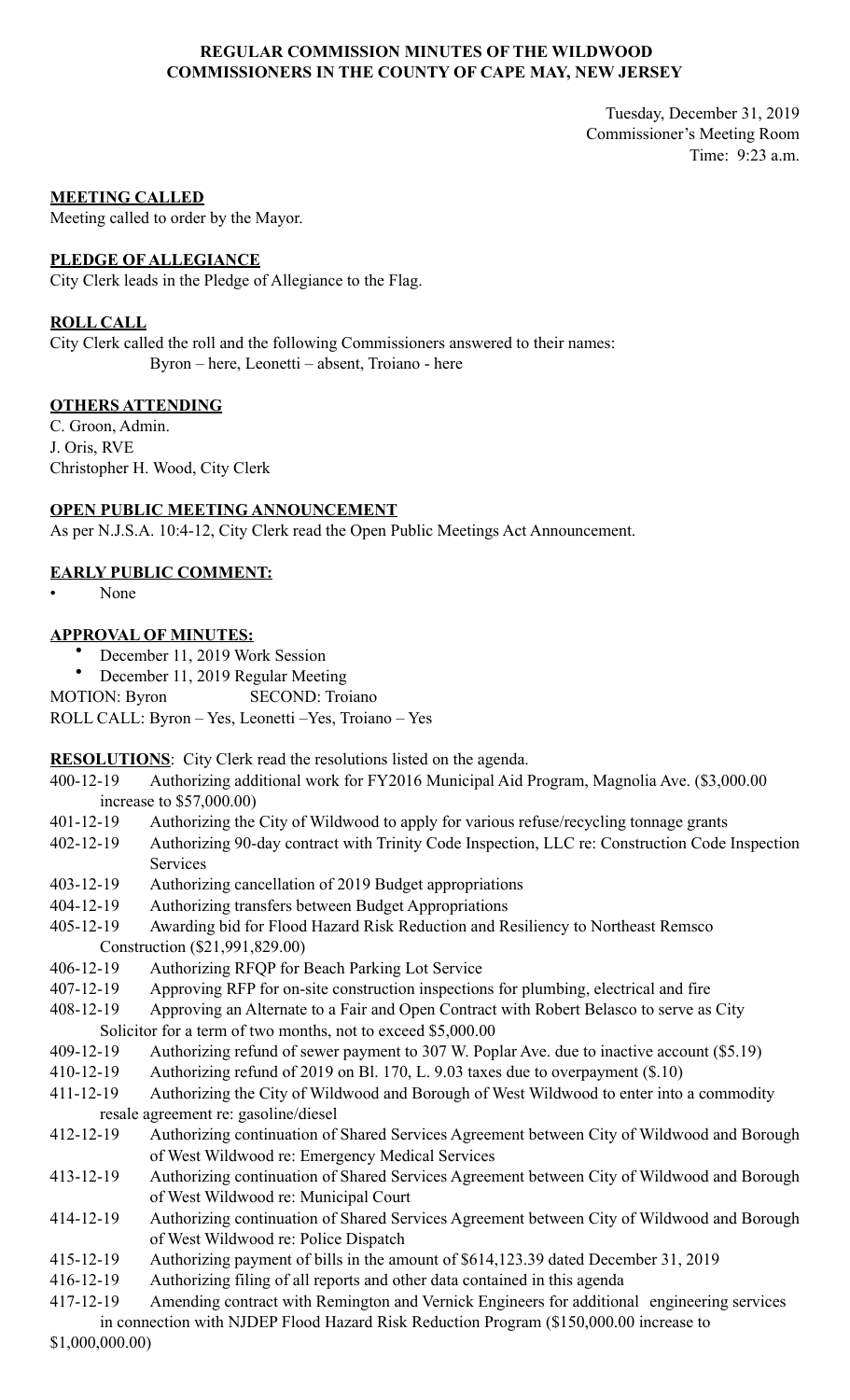**REGULAR COMMISSION MINUTES OF THE WILDWOOD COMMISSIONERS IN THE COUNTY OF CAPE MAY, NEW JERSEY**

Tuesday, December 31, 2019
Commissioner's Meeting Room
Time: 9:23 a.m.

**MEETING CALLED**

Meeting called to order by the Mayor.

**PLEDGE OF ALLEGIANCE**

City Clerk leads in the Pledge of Allegiance to the Flag.

**ROLL CALL**

City Clerk called the roll and the following Commissioners answered to their names:
Byron – here, Leonetti – absent, Troiano - here

**OTHERS ATTENDING**

C. Groon, Admin.
J. Oris, RVE
Christopher H. Wood, City Clerk

**OPEN PUBLIC MEETING ANNOUNCEMENT**

As per N.J.S.A. 10:4-12, City Clerk read the Open Public Meetings Act Announcement.

**EARLY PUBLIC COMMENT:**

- None

**APPROVAL OF MINUTES:**

- December 11, 2019 Work Session
- December 11, 2019 Regular Meeting

MOTION: Byron SECOND: Troiano
ROLL CALL: Byron – Yes, Leonetti –Yes, Troiano – Yes

**RESOLUTIONS**: City Clerk read the resolutions listed on the agenda.

400-12-19 Authorizing additional work for FY2016 Municipal Aid Program, Magnolia Ave. ($3,000.00 increase to $57,000.00)
401-12-19 Authorizing the City of Wildwood to apply for various refuse/recycling tonnage grants
402-12-19 Authorizing 90-day contract with Trinity Code Inspection, LLC re: Construction Code Inspection Services
403-12-19 Authorizing cancellation of 2019 Budget appropriations
404-12-19 Authorizing transfers between Budget Appropriations
405-12-19 Awarding bid for Flood Hazard Risk Reduction and Resiliency to Northeast Remsco Construction ($21,991,829.00)
406-12-19 Authorizing RFQP for Beach Parking Lot Service
407-12-19 Approving RFP for on-site construction inspections for plumbing, electrical and fire
408-12-19 Approving an Alternate to a Fair and Open Contract with Robert Belasco to serve as City Solicitor for a term of two months, not to exceed $5,000.00
409-12-19 Authorizing refund of sewer payment to 307 W. Poplar Ave. due to inactive account ($5.19)
410-12-19 Authorizing refund of 2019 on Bl. 170, L. 9.03 taxes due to overpayment ($.10)
411-12-19 Authorizing the City of Wildwood and Borough of West Wildwood to enter into a commodity resale agreement re: gasoline/diesel
412-12-19 Authorizing continuation of Shared Services Agreement between City of Wildwood and Borough of West Wildwood re: Emergency Medical Services
413-12-19 Authorizing continuation of Shared Services Agreement between City of Wildwood and Borough of West Wildwood re: Municipal Court
414-12-19 Authorizing continuation of Shared Services Agreement between City of Wildwood and Borough of West Wildwood re: Police Dispatch
415-12-19 Authorizing payment of bills in the amount of $614,123.39 dated December 31, 2019
416-12-19 Authorizing filing of all reports and other data contained in this agenda
417-12-19 Amending contract with Remington and Vernick Engineers for additional engineering services in connection with NJDEP Flood Hazard Risk Reduction Program ($150,000.00 increase to $1,000,000.00)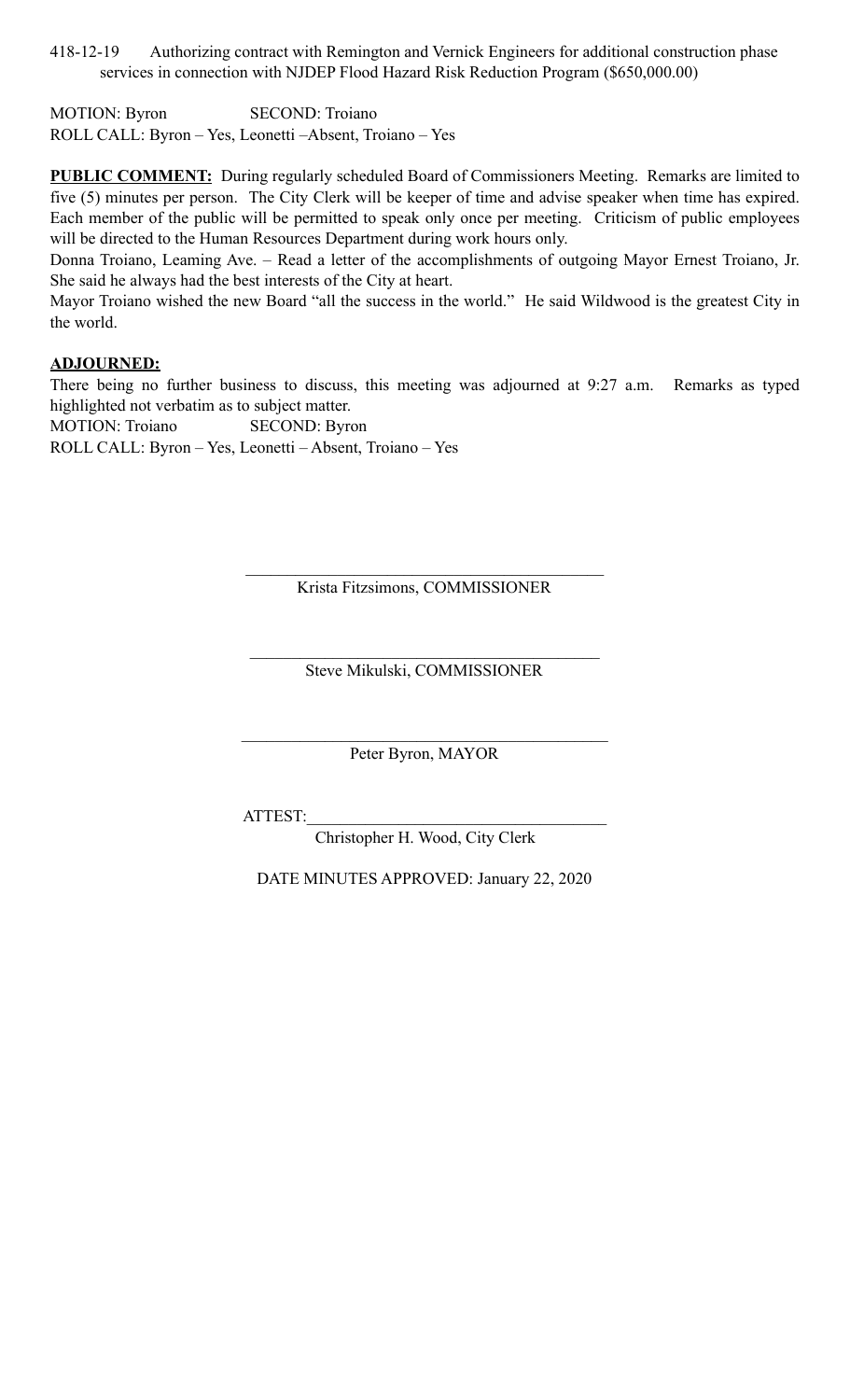418-12-19 Authorizing contract with Remington and Vernick Engineers for additional construction phase services in connection with NJDEP Flood Hazard Risk Reduction Program ($650,000.00)

MOTION: Byron SECOND: Troiano
ROLL CALL: Byron – Yes, Leonetti –Absent, Troiano – Yes

**PUBLIC COMMENT:** During regularly scheduled Board of Commissioners Meeting. Remarks are limited to five (5) minutes per person. The City Clerk will be keeper of time and advise speaker when time has expired. Each member of the public will be permitted to speak only once per meeting. Criticism of public employees will be directed to the Human Resources Department during work hours only.

Donna Troiano, Leaming Ave. – Read a letter of the accomplishments of outgoing Mayor Ernest Troiano, Jr. She said he always had the best interests of the City at heart.

Mayor Troiano wished the new Board "all the success in the world." He said Wildwood is the greatest City in the world.

**ADJOURNED:**

There being no further business to discuss, this meeting was adjourned at 9:27 a.m. Remarks as typed highlighted not verbatim as to subject matter.

MOTION: Troiano SECOND: Byron
ROLL CALL: Byron – Yes, Leonetti – Absent, Troiano – Yes

\_\_\_\_\_\_\_\_\_\_\_\_\_\_\_\_\_\_\_\_\_\_\_\_\_\_\_\_\_\_\_\_\_\_\_\_\_\_
Krista Fitzsimons, COMMISSIONER

\_\_\_\_\_\_\_\_\_\_\_\_\_\_\_\_\_\_\_\_\_\_\_\_\_\_\_\_\_\_\_\_\_\_\_\_\_\_
Steve Mikulski, COMMISSIONER

\_\_\_\_\_\_\_\_\_\_\_\_\_\_\_\_\_\_\_\_\_\_\_\_\_\_\_\_\_\_\_\_\_\_\_\_\_\_
Peter Byron, MAYOR

ATTEST:\_\_\_\_\_\_\_\_\_\_\_\_\_\_\_\_\_\_\_\_\_\_\_\_\_\_\_\_\_\_\_\_\_\_
Christopher H. Wood, City Clerk

DATE MINUTES APPROVED: January 22, 2020